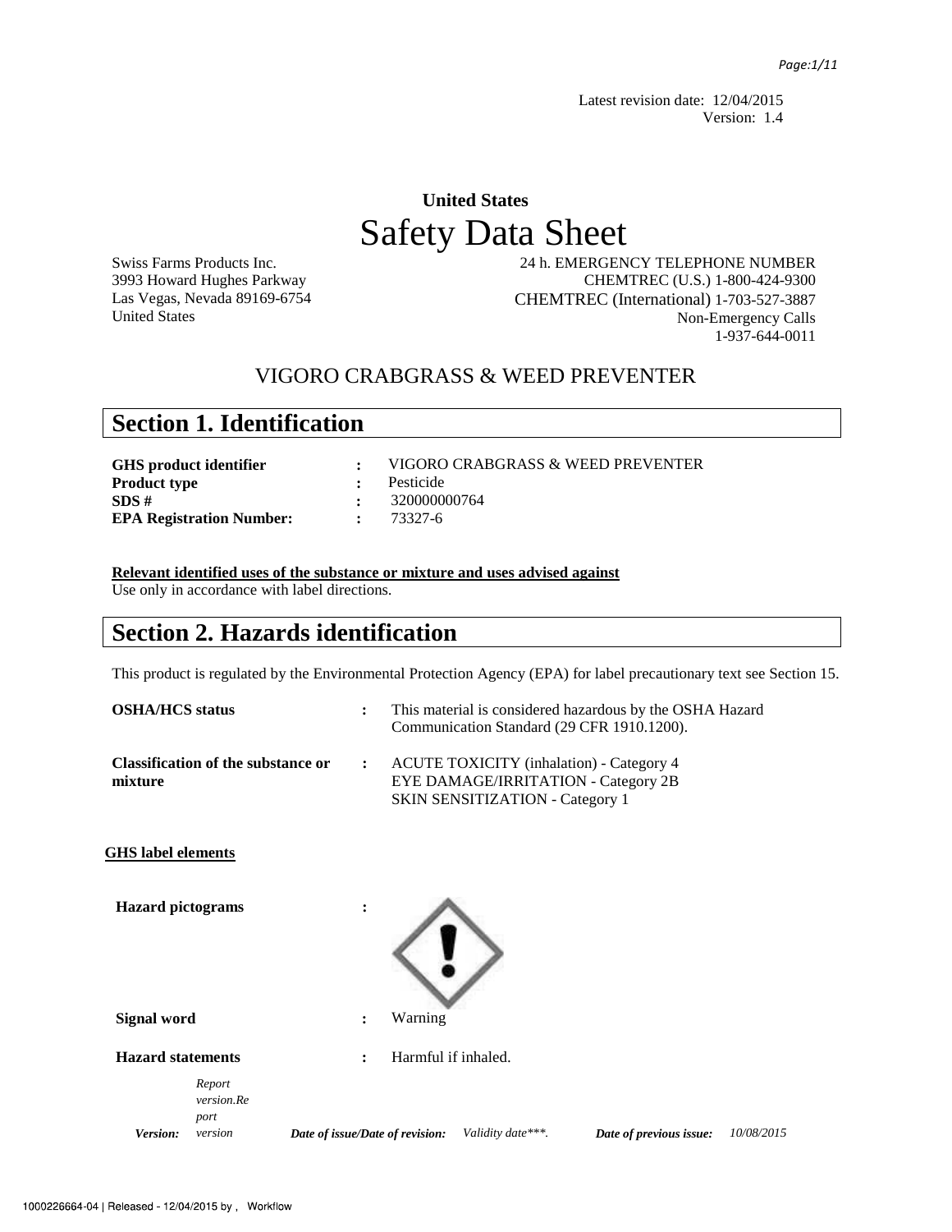Latest revision date: 12/04/2015
Version: 1.4

**United States**

# Safety Data Sheet

Swiss Farms Products Inc.
3993 Howard Hughes Parkway
Las Vegas, Nevada 89169-6754
United States

24 h. EMERGENCY TELEPHONE NUMBER
CHEMTREC (U.S.) 1-800-424-9300
CHEMTREC (International) 1-703-527-3887
Non-Emergency Calls
1-937-644-0011

VIGORO CRABGRASS & WEED PREVENTER

## Section 1. Identification

| | | |
|---|---|---|
| **GHS product identifier** | : | VIGORO CRABGRASS & WEED PREVENTER |
| **Product type** | : | Pesticide |
| **SDS #** | : | 320000000764 |
| **EPA Registration Number:** | : | 73327-6 |

**Relevant identified uses of the substance or mixture and uses advised against**

Use only in accordance with label directions.

## Section 2. Hazards identification

This product is regulated by the Environmental Protection Agency (EPA) for label precautionary text see Section 15.

| | | |
|---|---|---|
| **OSHA/HCS status** | : | This material is considered hazardous by the OSHA Hazard Communication Standard (29 CFR 1910.1200). |
| **Classification of the substance or mixture** | : | ACUTE TOXICITY (inhalation) - Category 4<br>EYE DAMAGE/IRRITATION - Category 2B<br>SKIN SENSITIZATION - Category 1 |

**GHS label elements**

| | | |
|---|---|---|
| **Hazard pictograms** | : | |
| **Signal word** | : | Warning |
| **Hazard statements** | : | Harmful if inhaled. |

*Version:* *Report version.Report version* *Date of issue/Date of revision:* *Validity date\*\*\*.* *Date of previous issue:* *10/08/2015*

1000226664-04 | Released - 12/04/2015 by , Workflow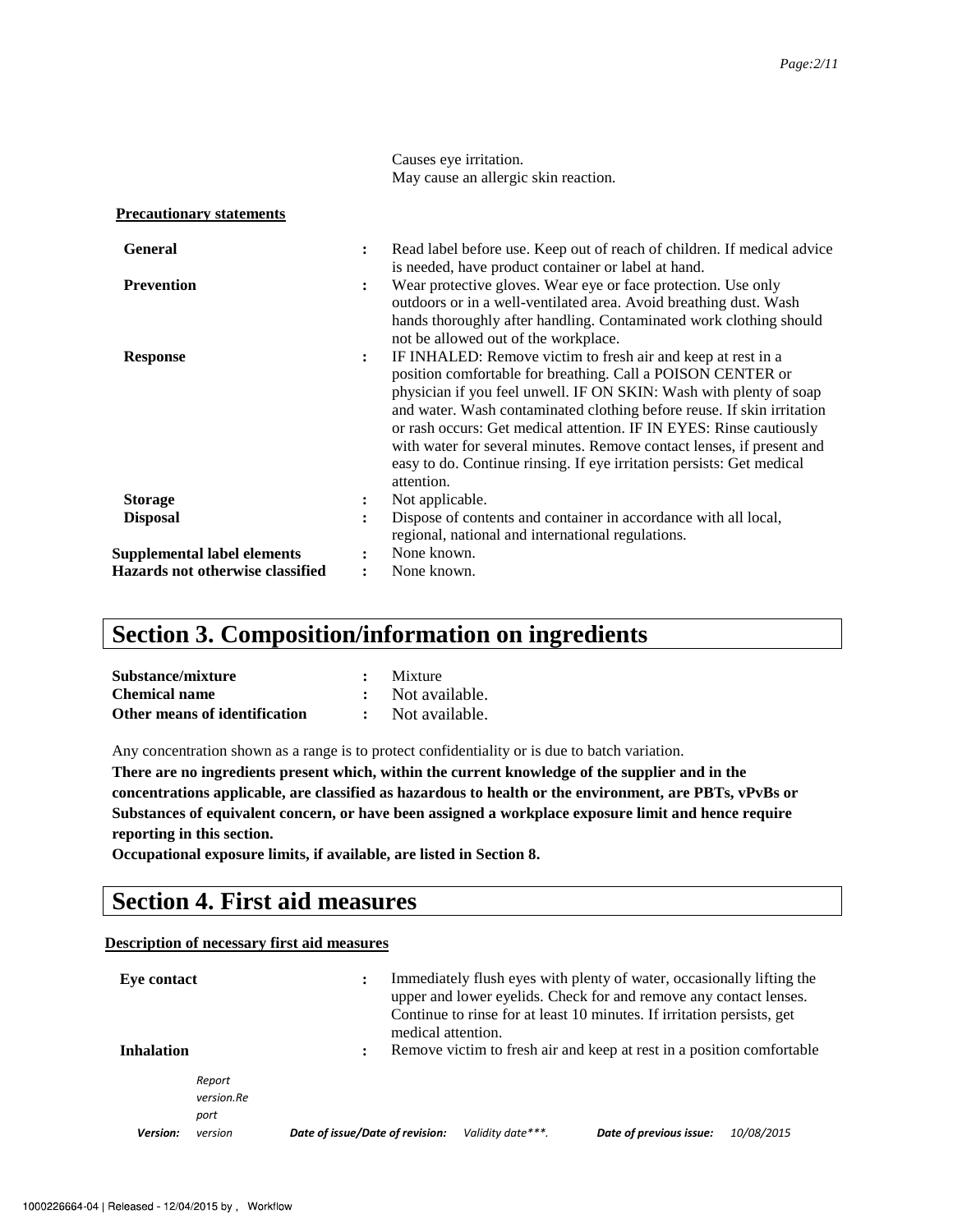Causes eye irritation.
May cause an allergic skin reaction.

**Precautionary statements**

| | | |
|---|---|---|
| **General** | : | Read label before use. Keep out of reach of children. If medical advice is needed, have product container or label at hand. |
| **Prevention** | : | Wear protective gloves. Wear eye or face protection. Use only outdoors or in a well-ventilated area. Avoid breathing dust. Wash hands thoroughly after handling. Contaminated work clothing should not be allowed out of the workplace. |
| **Response** | : | IF INHALED: Remove victim to fresh air and keep at rest in a position comfortable for breathing. Call a POISON CENTER or physician if you feel unwell. IF ON SKIN: Wash with plenty of soap and water. Wash contaminated clothing before reuse. If skin irritation or rash occurs: Get medical attention. IF IN EYES: Rinse cautiously with water for several minutes. Remove contact lenses, if present and easy to do. Continue rinsing. If eye irritation persists: Get medical attention. |
| **Storage** | : | Not applicable. |
| **Disposal** | : | Dispose of contents and container in accordance with all local, regional, national and international regulations. |
| **Supplemental label elements** | : | None known. |
| **Hazards not otherwise classified** | : | None known. |

# Section 3. Composition/information on ingredients

| | | |
|---|---|---|
| **Substance/mixture** | : | Mixture |
| **Chemical name** | : | Not available. |
| **Other means of identification** | : | Not available. |

Any concentration shown as a range is to protect confidentiality or is due to batch variation.

**There are no ingredients present which, within the current knowledge of the supplier and in the concentrations applicable, are classified as hazardous to health or the environment, are PBTs, vPvBs or Substances of equivalent concern, or have been assigned a workplace exposure limit and hence require reporting in this section.**

**Occupational exposure limits, if available, are listed in Section 8.**

# Section 4. First aid measures

**Description of necessary first aid measures**

| | | |
|---|---|---|
| **Eye contact** | : | Immediately flush eyes with plenty of water, occasionally lifting the upper and lower eyelids. Check for and remove any contact lenses. Continue to rinse for at least 10 minutes. If irritation persists, get medical attention. |
| **Inhalation** | : | Remove victim to fresh air and keep at rest in a position comfortable |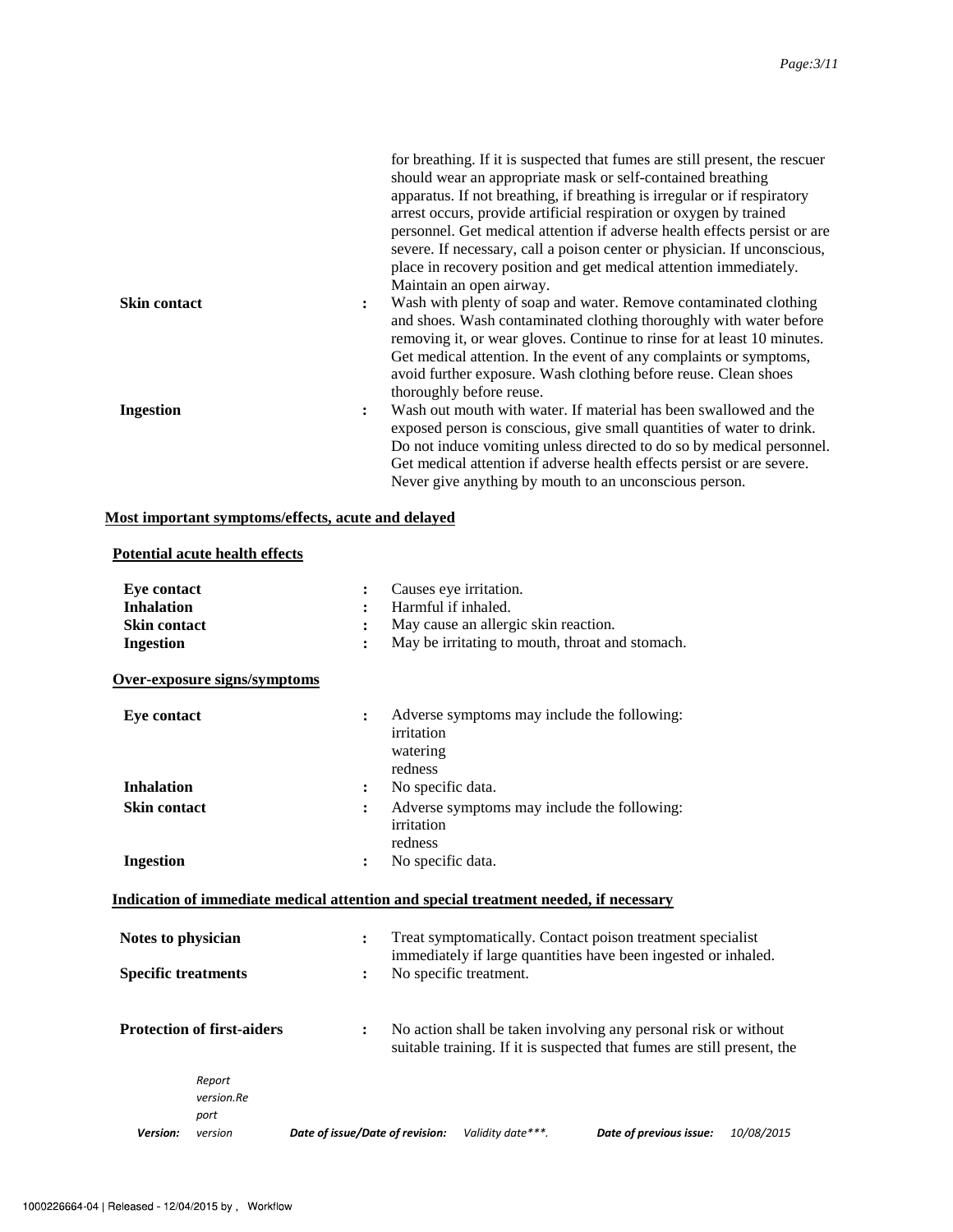| | | |
|---|---|---|
| | | for breathing. If it is suspected that fumes are still present, the rescuer should wear an appropriate mask or self-contained breathing apparatus. If not breathing, if breathing is irregular or if respiratory arrest occurs, provide artificial respiration or oxygen by trained personnel. Get medical attention if adverse health effects persist or are severe. If necessary, call a poison center or physician. If unconscious, place in recovery position and get medical attention immediately. Maintain an open airway. |
| **Skin contact** | : | Wash with plenty of soap and water. Remove contaminated clothing and shoes. Wash contaminated clothing thoroughly with water before removing it, or wear gloves. Continue to rinse for at least 10 minutes. Get medical attention. In the event of any complaints or symptoms, avoid further exposure. Wash clothing before reuse. Clean shoes thoroughly before reuse. |
| **Ingestion** | : | Wash out mouth with water. If material has been swallowed and the exposed person is conscious, give small quantities of water to drink. Do not induce vomiting unless directed to do so by medical personnel. Get medical attention if adverse health effects persist or are severe. Never give anything by mouth to an unconscious person. |

**Most important symptoms/effects, acute and delayed**

**Potential acute health effects**

| | | |
|---|---|---|
| **Eye contact** | : | Causes eye irritation. |
| **Inhalation** | : | Harmful if inhaled. |
| **Skin contact** | : | May cause an allergic skin reaction. |
| **Ingestion** | : | May be irritating to mouth, throat and stomach. |

**Over-exposure signs/symptoms**

| | | |
|---|---|---|
| **Eye contact** | : | Adverse symptoms may include the following:<br>irritation<br>watering<br>redness |
| **Inhalation** | : | No specific data. |
| **Skin contact** | : | Adverse symptoms may include the following:<br>irritation<br>redness |
| **Ingestion** | : | No specific data. |

**Indication of immediate medical attention and special treatment needed, if necessary**

| | | |
|---|---|---|
| **Notes to physician** | : | Treat symptomatically. Contact poison treatment specialist immediately if large quantities have been ingested or inhaled. |
| **Specific treatments** | : | No specific treatment. |
| **Protection of first-aiders** | : | No action shall be taken involving any personal risk or without suitable training. If it is suspected that fumes are still present, the |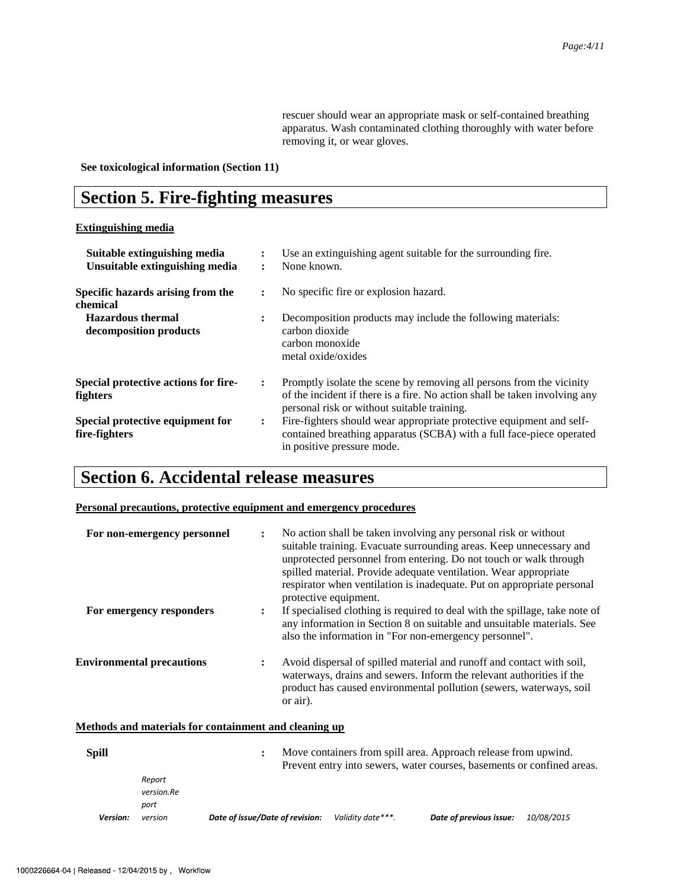rescuer should wear an appropriate mask or self-contained breathing apparatus. Wash contaminated clothing thoroughly with water before removing it, or wear gloves.

**See toxicological information (Section 11)**

# Section 5. Fire-fighting measures

**Extinguishing media**

| | | |
|---|---|---|
| **Suitable extinguishing media** | : | Use an extinguishing agent suitable for the surrounding fire. |
| **Unsuitable extinguishing media** | : | None known. |
| **Specific hazards arising from the chemical** | : | No specific fire or explosion hazard. |
| **Hazardous thermal decomposition products** | : | Decomposition products may include the following materials: carbon dioxide carbon monoxide metal oxide/oxides |
| **Special protective actions for fire-fighters** | : | Promptly isolate the scene by removing all persons from the vicinity of the incident if there is a fire. No action shall be taken involving any personal risk or without suitable training. |
| **Special protective equipment for fire-fighters** | : | Fire-fighters should wear appropriate protective equipment and self-contained breathing apparatus (SCBA) with a full face-piece operated in positive pressure mode. |

# Section 6. Accidental release measures

**Personal precautions, protective equipment and emergency procedures**

| | | |
|---|---|---|
| **For non-emergency personnel** | : | No action shall be taken involving any personal risk or without suitable training. Evacuate surrounding areas. Keep unnecessary and unprotected personnel from entering. Do not touch or walk through spilled material. Provide adequate ventilation. Wear appropriate respirator when ventilation is inadequate. Put on appropriate personal protective equipment. |
| **For emergency responders** | : | If specialised clothing is required to deal with the spillage, take note of any information in Section 8 on suitable and unsuitable materials. See also the information in "For non-emergency personnel". |
| **Environmental precautions** | : | Avoid dispersal of spilled material and runoff and contact with soil, waterways, drains and sewers. Inform the relevant authorities if the product has caused environmental pollution (sewers, waterways, soil or air). |

**Methods and materials for containment and cleaning up**

| | | |
|---|---|---|
| **Spill** | : | Move containers from spill area. Approach release from upwind. Prevent entry into sewers, water courses, basements or confined areas. |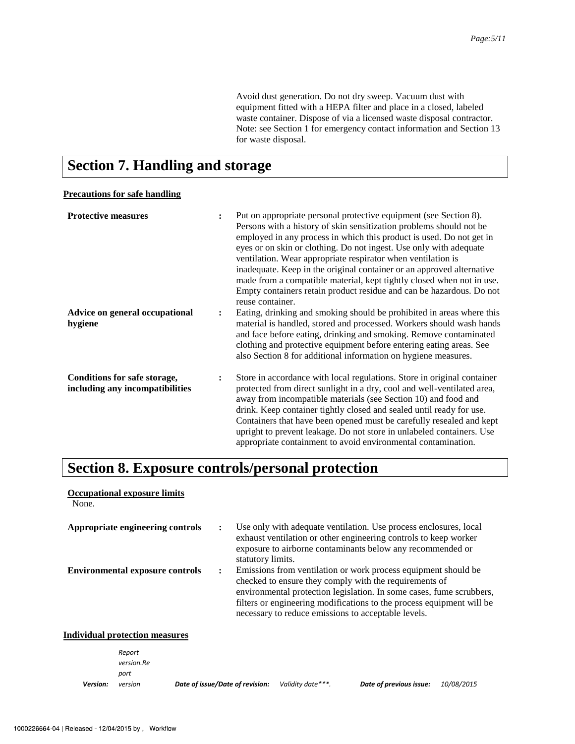Avoid dust generation. Do not dry sweep. Vacuum dust with equipment fitted with a HEPA filter and place in a closed, labeled waste container. Dispose of via a licensed waste disposal contractor. Note: see Section 1 for emergency contact information and Section 13 for waste disposal.

# Section 7. Handling and storage

**Precautions for safe handling**

**Protective measures** : Put on appropriate personal protective equipment (see Section 8). Persons with a history of skin sensitization problems should not be employed in any process in which this product is used. Do not get in eyes or on skin or clothing. Do not ingest. Use only with adequate ventilation. Wear appropriate respirator when ventilation is inadequate. Keep in the original container or an approved alternative made from a compatible material, kept tightly closed when not in use. Empty containers retain product residue and can be hazardous. Do not reuse container.

**Advice on general occupational hygiene** : Eating, drinking and smoking should be prohibited in areas where this material is handled, stored and processed. Workers should wash hands and face before eating, drinking and smoking. Remove contaminated clothing and protective equipment before entering eating areas. See also Section 8 for additional information on hygiene measures.

**Conditions for safe storage, including any incompatibilities** : Store in accordance with local regulations. Store in original container protected from direct sunlight in a dry, cool and well-ventilated area, away from incompatible materials (see Section 10) and food and drink. Keep container tightly closed and sealed until ready for use. Containers that have been opened must be carefully resealed and kept upright to prevent leakage. Do not store in unlabeled containers. Use appropriate containment to avoid environmental contamination.

# Section 8. Exposure controls/personal protection

**Occupational exposure limits**

None.

**Appropriate engineering controls** : Use only with adequate ventilation. Use process enclosures, local exhaust ventilation or other engineering controls to keep worker exposure to airborne contaminants below any recommended or statutory limits.

**Environmental exposure controls** : Emissions from ventilation or work process equipment should be checked to ensure they comply with the requirements of environmental protection legislation. In some cases, fume scrubbers, filters or engineering modifications to the process equipment will be necessary to reduce emissions to acceptable levels.

**Individual protection measures**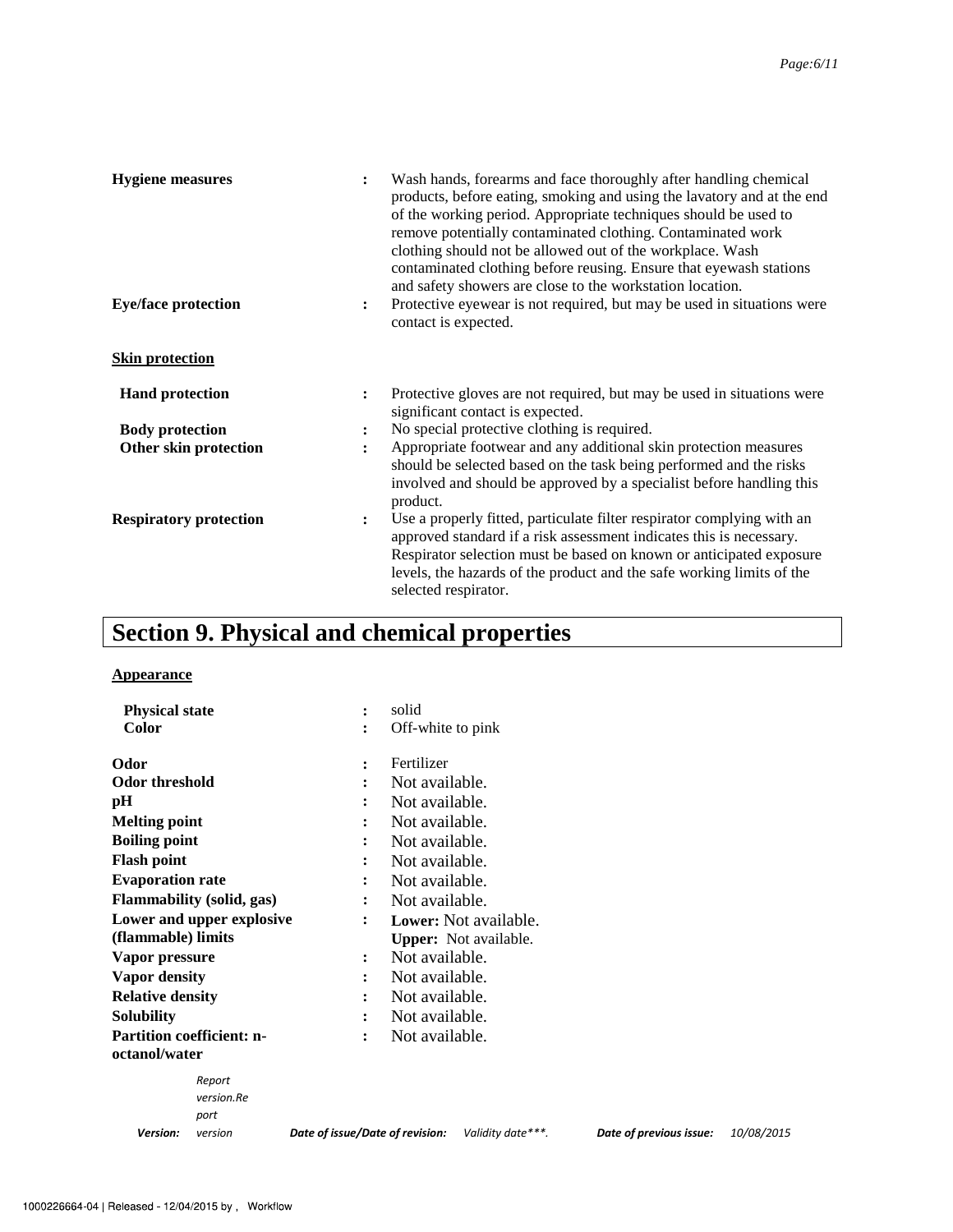**Hygiene measures** : Wash hands, forearms and face thoroughly after handling chemical products, before eating, smoking and using the lavatory and at the end of the working period. Appropriate techniques should be used to remove potentially contaminated clothing. Contaminated work clothing should not be allowed out of the workplace. Wash contaminated clothing before reusing. Ensure that eyewash stations and safety showers are close to the workstation location.

**Eye/face protection** : Protective eyewear is not required, but may be used in situations were contact is expected.

**Skin protection**

**Hand protection** : Protective gloves are not required, but may be used in situations were significant contact is expected.

**Body protection** : No special protective clothing is required.

**Other skin protection** : Appropriate footwear and any additional skin protection measures should be selected based on the task being performed and the risks involved and should be approved by a specialist before handling this product.

**Respiratory protection** : Use a properly fitted, particulate filter respirator complying with an approved standard if a risk assessment indicates this is necessary. Respirator selection must be based on known or anticipated exposure levels, the hazards of the product and the safe working limits of the selected respirator.

# Section 9. Physical and chemical properties

**Appearance**

| | | |
|---|---|---|
| **Physical state** | : | solid |
| **Color** | : | Off-white to pink |
| **Odor** | : | Fertilizer |
| **Odor threshold** | : | Not available. |
| **pH** | : | Not available. |
| **Melting point** | : | Not available. |
| **Boiling point** | : | Not available. |
| **Flash point** | : | Not available. |
| **Evaporation rate** | : | Not available. |
| **Flammability (solid, gas)** | : | Not available. |
| **Lower and upper explosive (flammable) limits** | : | **Lower:** Not available. **Upper:** Not available. |
| **Vapor pressure** | : | Not available. |
| **Vapor density** | : | Not available. |
| **Relative density** | : | Not available. |
| **Solubility** | : | Not available. |
| **Partition coefficient: n-octanol/water** | : | Not available. |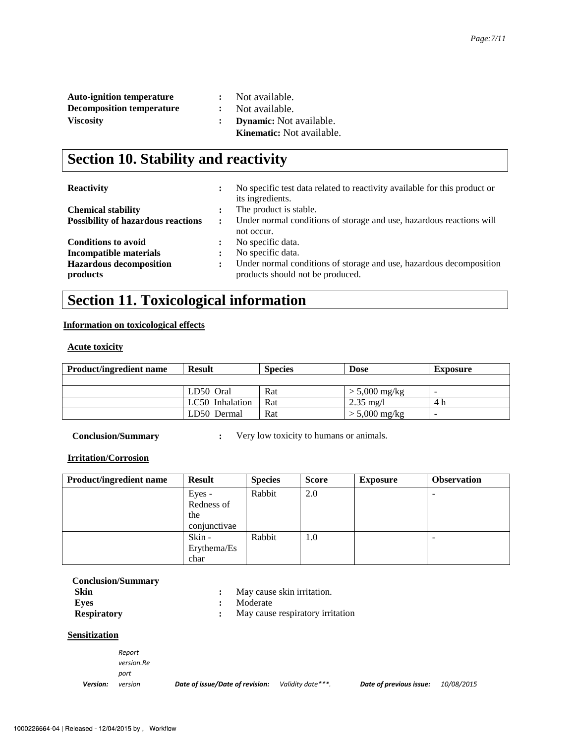**Auto-ignition temperature** : Not available.
**Decomposition temperature** : Not available.
**Viscosity** : **Dynamic:** Not available.
**Kinematic:** Not available.

## Section 10. Stability and reactivity

**Reactivity** : No specific test data related to reactivity available for this product or its ingredients.
**Chemical stability** : The product is stable.
**Possibility of hazardous reactions** : Under normal conditions of storage and use, hazardous reactions will not occur.
**Conditions to avoid** : No specific data.
**Incompatible materials** : No specific data.
**Hazardous decomposition products** : Under normal conditions of storage and use, hazardous decomposition products should not be produced.

## Section 11. Toxicological information

**Information on toxicological effects**

**Acute toxicity**

| Product/ingredient name | Result | Species | Dose | Exposure |
|---|---|---|---|---|
| | | | | |
| | LD50 Oral | Rat | > 5,000 mg/kg | - |
| | LC50 Inhalation | Rat | 2.35 mg/l | 4 h |
| | LD50 Dermal | Rat | > 5,000 mg/kg | - |

**Conclusion/Summary** : Very low toxicity to humans or animals.

**Irritation/Corrosion**

| Product/ingredient name | Result | Species | Score | Exposure | Observation |
|---|---|---|---|---|---|
| | Eyes - Redness of the conjunctivae | Rabbit | 2.0 | | - |
| | Skin - Erythema/Eschar | Rabbit | 1.0 | | - |

**Conclusion/Summary**
**Skin** : May cause skin irritation.
**Eyes** : Moderate
**Respiratory** : May cause respiratory irritation

**Sensitization**

*Version:* *Report version.Report version* *Date of issue/Date of revision:* *Validity date\*\*\*.* *Date of previous issue:* *10/08/2015*

1000226664-04 | Released - 12/04/2015 by , Workflow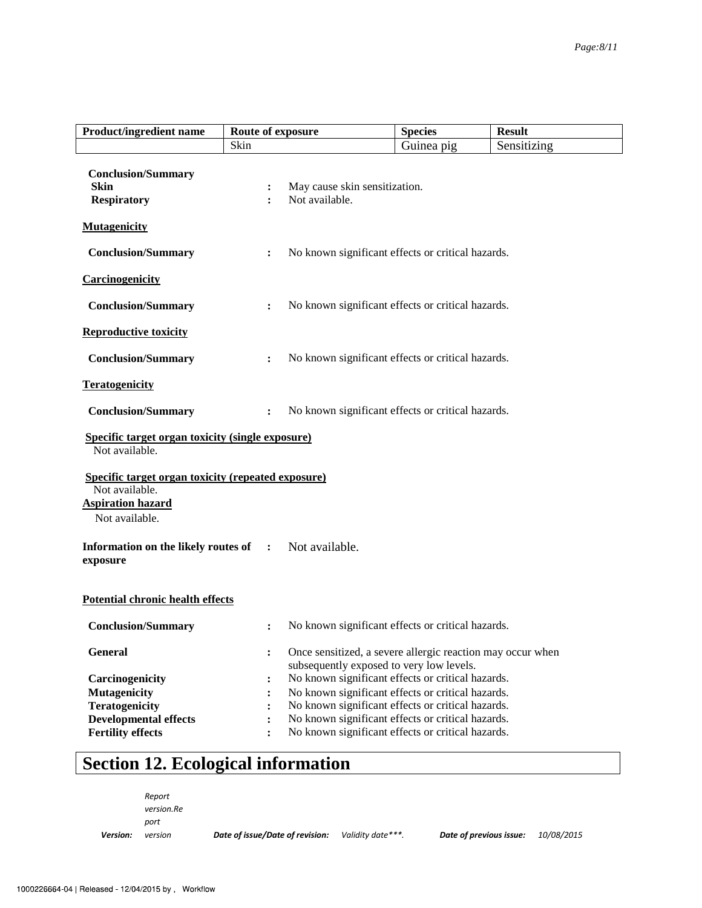| Product/ingredient name | Route of exposure | Species | Result |
| --- | --- | --- | --- |
| | Skin | Guinea pig | Sensitizing |

**Conclusion/Summary**

**Skin** : May cause skin sensitization.

**Respiratory** : Not available.

**Mutagenicity**

**Conclusion/Summary** : No known significant effects or critical hazards.

**Carcinogenicity**

**Conclusion/Summary** : No known significant effects or critical hazards.

**Reproductive toxicity**

**Conclusion/Summary** : No known significant effects or critical hazards.

**Teratogenicity**

**Conclusion/Summary** : No known significant effects or critical hazards.

**Specific target organ toxicity (single exposure)**

Not available.

**Specific target organ toxicity (repeated exposure)**

Not available.

**Aspiration hazard**

Not available.

**Information on the likely routes of exposure** : Not available.

**Potential chronic health effects**

**Conclusion/Summary** : No known significant effects or critical hazards.

**General** : Once sensitized, a severe allergic reaction may occur when subsequently exposed to very low levels.

**Carcinogenicity** : No known significant effects or critical hazards.

**Mutagenicity** : No known significant effects or critical hazards.

**Teratogenicity** : No known significant effects or critical hazards.

**Developmental effects** : No known significant effects or critical hazards.

**Fertility effects** : No known significant effects or critical hazards.

## Section 12. Ecological information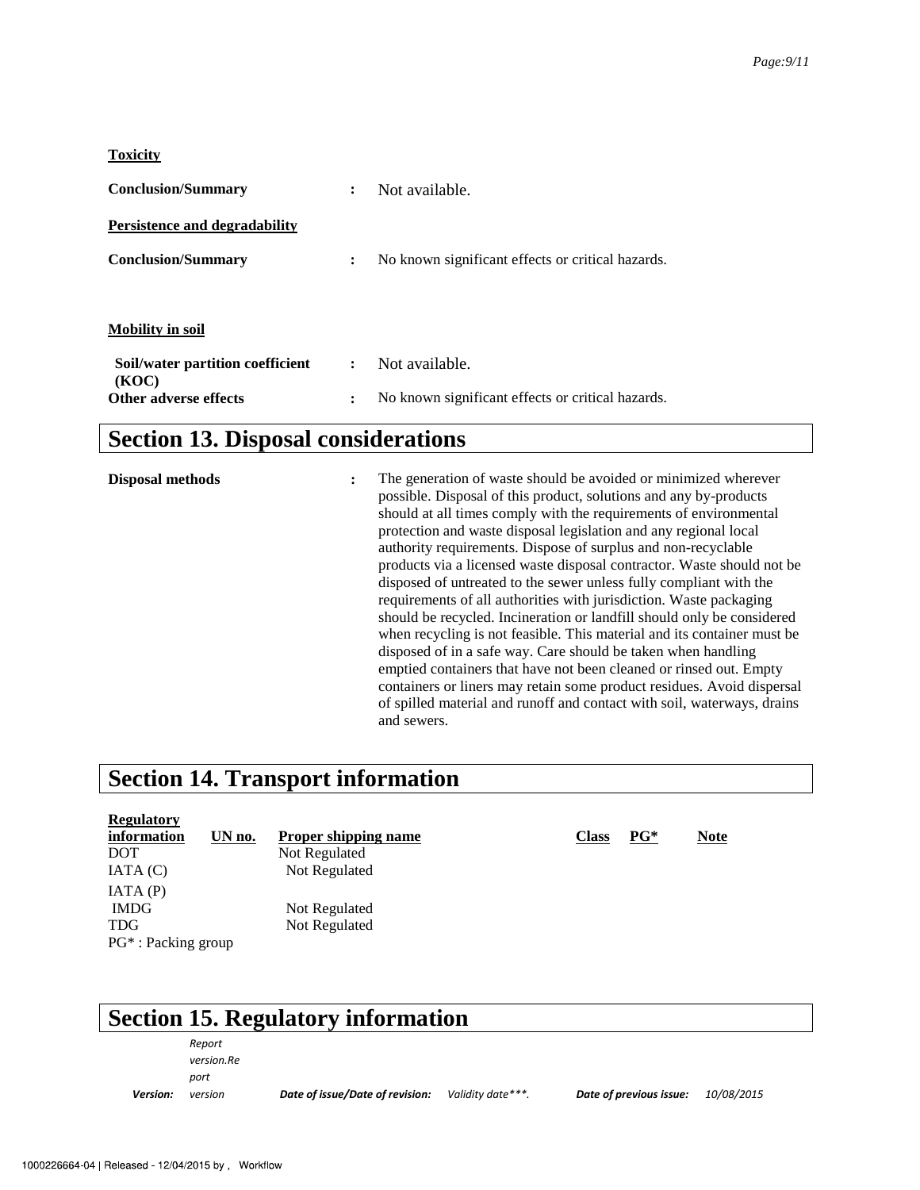**Toxicity**

**Conclusion/Summary** : Not available.

**Persistence and degradability**

**Conclusion/Summary** : No known significant effects or critical hazards.

**Mobility in soil**

**Soil/water partition coefficient (KOC)** : Not available.

**Other adverse effects** : No known significant effects or critical hazards.

# Section 13. Disposal considerations

**Disposal methods** : The generation of waste should be avoided or minimized wherever possible. Disposal of this product, solutions and any by-products should at all times comply with the requirements of environmental protection and waste disposal legislation and any regional local authority requirements. Dispose of surplus and non-recyclable products via a licensed waste disposal contractor. Waste should not be disposed of untreated to the sewer unless fully compliant with the requirements of all authorities with jurisdiction. Waste packaging should be recycled. Incineration or landfill should only be considered when recycling is not feasible. This material and its container must be disposed of in a safe way. Care should be taken when handling emptied containers that have not been cleaned or rinsed out. Empty containers or liners may retain some product residues. Avoid dispersal of spilled material and runoff and contact with soil, waterways, drains and sewers.

# Section 14. Transport information

| Regulatory information | UN no. | Proper shipping name | Class | PG* | Note |
|---|---|---|---|---|---|
| DOT | | Not Regulated | | | |
| IATA (C) | | Not Regulated | | | |
| IATA (P) | | | | | |
| IMDG | | Not Regulated | | | |
| TDG | | Not Regulated | | | |

PG* : Packing group

# Section 15. Regulatory information

| *Version:* | *Report version.Report version* | *Date of issue/Date of revision:* | *Validity date\*\*\*.* | *Date of previous issue:* | *10/08/2015* |
|---|---|---|---|---|---|

1000226664-04 | Released - 12/04/2015 by , Workflow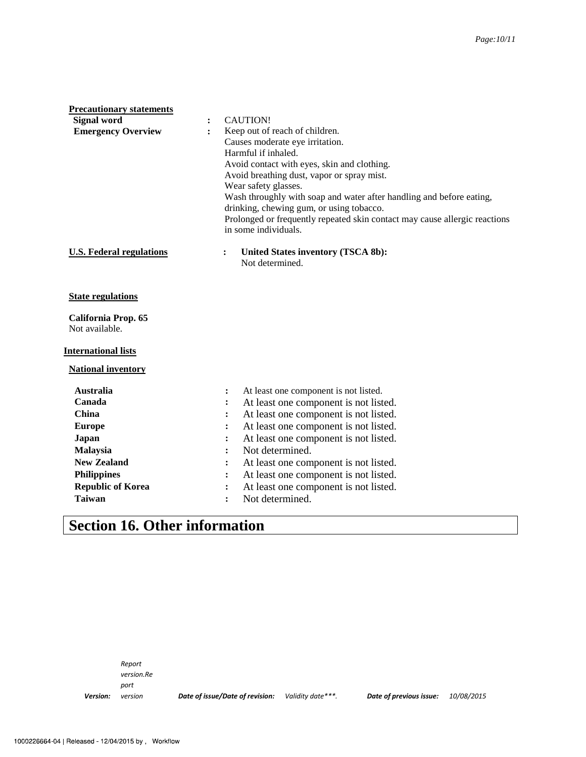**Precautionary statements**

| | | |
|---|---|---|
| **Signal word** | : | CAUTION! |
| **Emergency Overview** | : | Keep out of reach of children.<br>Causes moderate eye irritation.<br>Harmful if inhaled.<br>Avoid contact with eyes, skin and clothing.<br>Avoid breathing dust, vapor or spray mist.<br>Wear safety glasses.<br>Wash throughly with soap and water after handling and before eating, drinking, chewing gum, or using tobacco.<br>Prolonged or frequently repeated skin contact may cause allergic reactions in some individuals. |

**U.S. Federal regulations** : **United States inventory (TSCA 8b):**
Not determined.

**State regulations**

**California Prop. 65**
Not available.

**International lists**

**National inventory**

| | | |
|---|---|---|
| **Australia** | : | At least one component is not listed. |
| **Canada** | : | At least one component is not listed. |
| **China** | : | At least one component is not listed. |
| **Europe** | : | At least one component is not listed. |
| **Japan** | : | At least one component is not listed. |
| **Malaysia** | : | Not determined. |
| **New Zealand** | : | At least one component is not listed. |
| **Philippines** | : | At least one component is not listed. |
| **Republic of Korea** | : | At least one component is not listed. |
| **Taiwan** | : | Not determined. |

# Section 16. Other information

*Version:* *Report version.Report version* ***Date of issue/Date of revision:*** *Validity date\*\*\*.* ***Date of previous issue:*** *10/08/2015*

1000226664-04 | Released - 12/04/2015 by , Workflow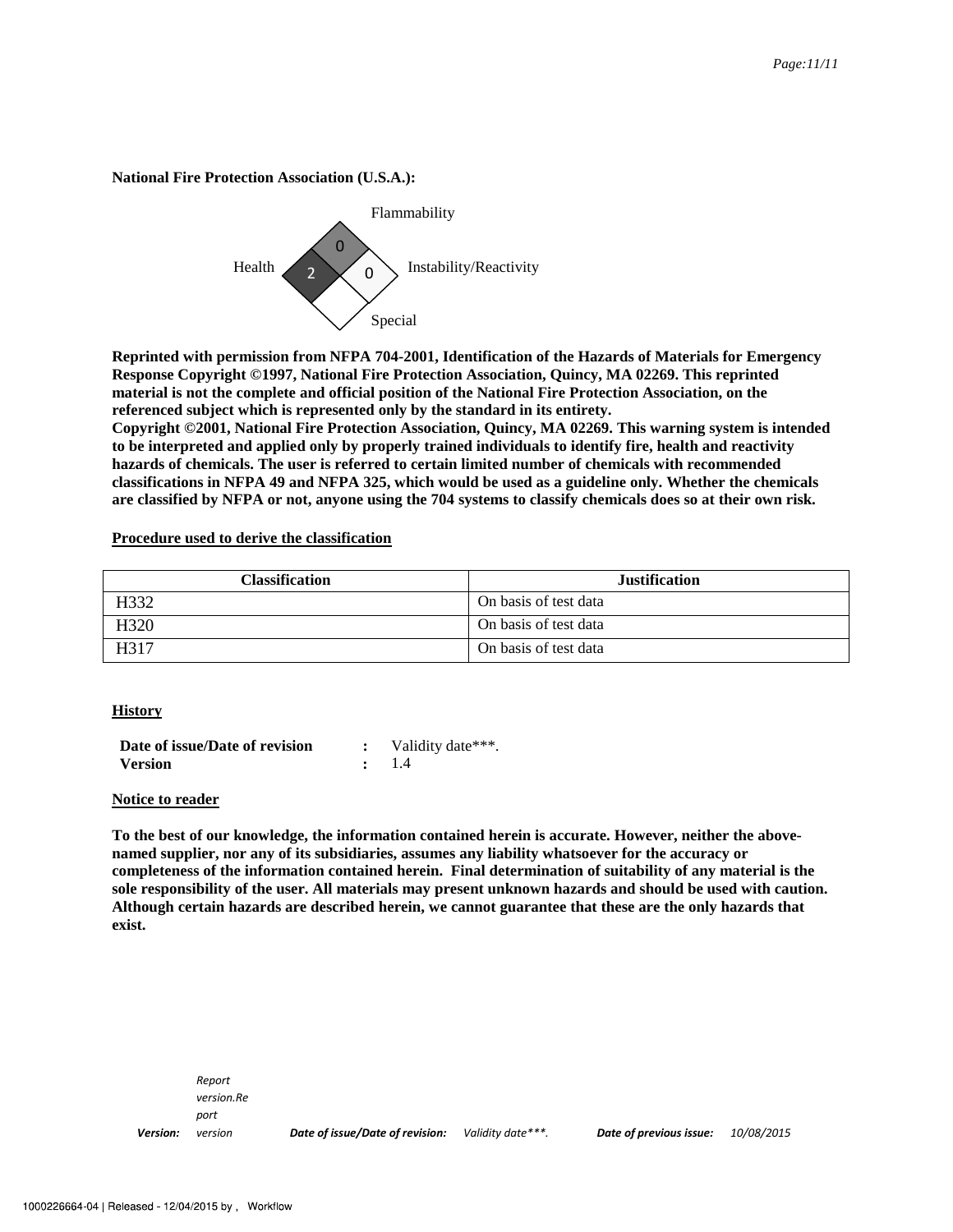**National Fire Protection Association (U.S.A.):**

Flammability

Health 2

0

0 Instability/Reactivity

Special

**Reprinted with permission from NFPA 704-2001, Identification of the Hazards of Materials for Emergency Response Copyright ©1997, National Fire Protection Association, Quincy, MA 02269. This reprinted material is not the complete and official position of the National Fire Protection Association, on the referenced subject which is represented only by the standard in its entirety.**
**Copyright ©2001, National Fire Protection Association, Quincy, MA 02269. This warning system is intended to be interpreted and applied only by properly trained individuals to identify fire, health and reactivity hazards of chemicals. The user is referred to certain limited number of chemicals with recommended classifications in NFPA 49 and NFPA 325, which would be used as a guideline only. Whether the chemicals are classified by NFPA or not, anyone using the 704 systems to classify chemicals does so at their own risk.**

**Procedure used to derive the classification**

| Classification | Justification |
|---|---|
| H332 | On basis of test data |
| H320 | On basis of test data |
| H317 | On basis of test data |

**History**

**Date of issue/Date of revision** : Validity date***.
**Version** : 1.4

**Notice to reader**

**To the best of our knowledge, the information contained herein is accurate. However, neither the above-named supplier, nor any of its subsidiaries, assumes any liability whatsoever for the accuracy or completeness of the information contained herein. Final determination of suitability of any material is the sole responsibility of the user. All materials may present unknown hazards and should be used with caution. Although certain hazards are described herein, we cannot guarantee that these are the only hazards that exist.**

*Version:* *Report version.Report version* *Date of issue/Date of revision:* *Validity date***.* *Date of previous issue:* *10/08/2015*

1000226664-04 | Released - 12/04/2015 by , Workflow